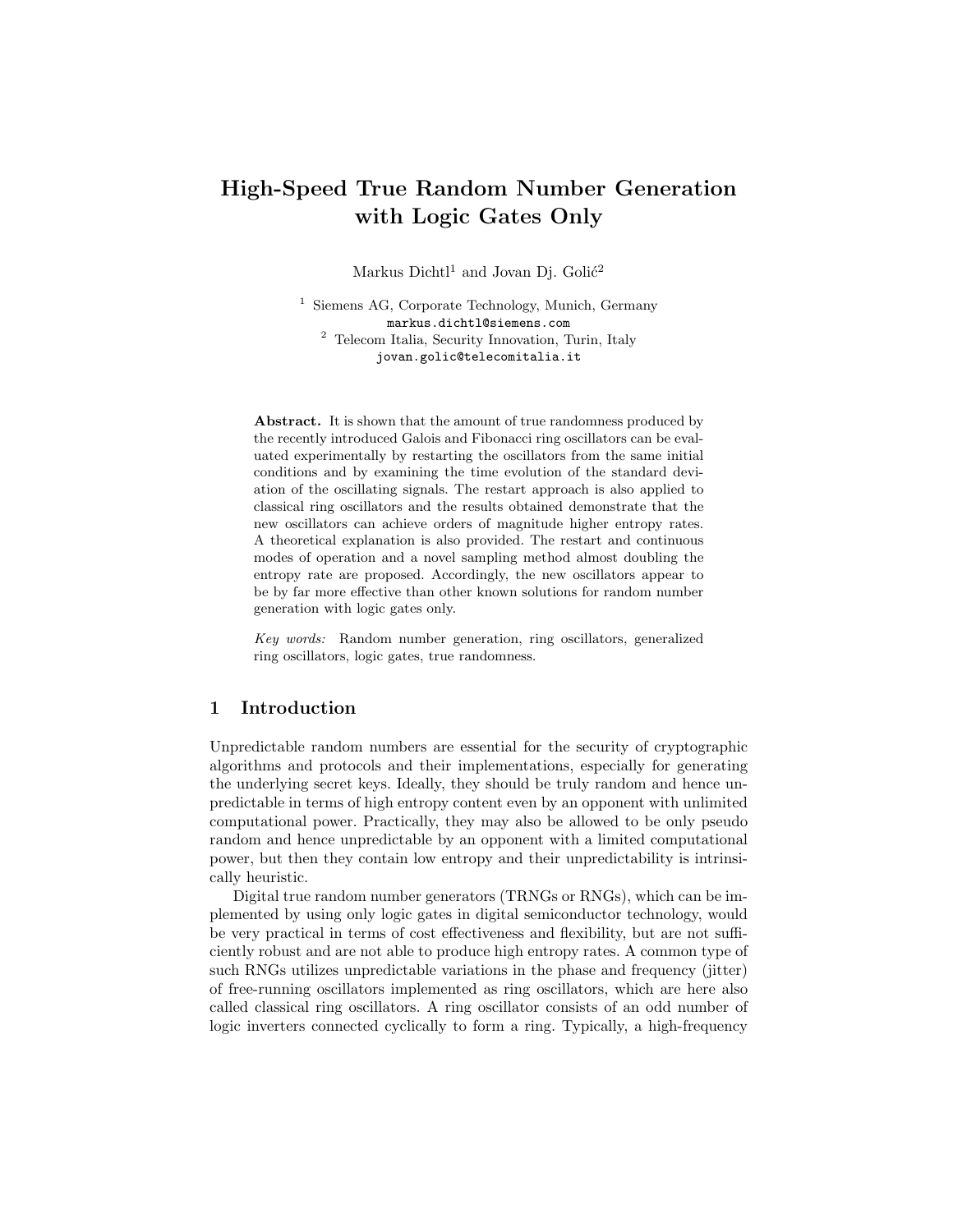# High-Speed True Random Number Generation with Logic Gates Only

Markus Dichtl[1] and Jovan Dj. Golić[2]

[1] Siemens AG, Corporate Technology, Munich, Germany
markus.dichtl@siemens.com
[2] Telecom Italia, Security Innovation, Turin, Italy
jovan.golic@telecomitalia.it

**Abstract.** It is shown that the amount of true randomness produced by the recently introduced Galois and Fibonacci ring oscillators can be evaluated experimentally by restarting the oscillators from the same initial conditions and by examining the time evolution of the standard deviation of the oscillating signals. The restart approach is also applied to classical ring oscillators and the results obtained demonstrate that the new oscillators can achieve orders of magnitude higher entropy rates. A theoretical explanation is also provided. The restart and continuous modes of operation and a novel sampling method almost doubling the entropy rate are proposed. Accordingly, the new oscillators appear to be by far more effective than other known solutions for random number generation with logic gates only.

*Key words:* Random number generation, ring oscillators, generalized ring oscillators, logic gates, true randomness.

## 1 Introduction

Unpredictable random numbers are essential for the security of cryptographic algorithms and protocols and their implementations, especially for generating the underlying secret keys. Ideally, they should be truly random and hence unpredictable in terms of high entropy content even by an opponent with unlimited computational power. Practically, they may also be allowed to be only pseudo random and hence unpredictable by an opponent with a limited computational power, but then they contain low entropy and their unpredictability is intrinsically heuristic.

Digital true random number generators (TRNGs or RNGs), which can be implemented by using only logic gates in digital semiconductor technology, would be very practical in terms of cost effectiveness and flexibility, but are not sufficiently robust and are not able to produce high entropy rates. A common type of such RNGs utilizes unpredictable variations in the phase and frequency (jitter) of free-running oscillators implemented as ring oscillators, which are here also called classical ring oscillators. A ring oscillator consists of an odd number of logic inverters connected cyclically to form a ring. Typically, a high-frequency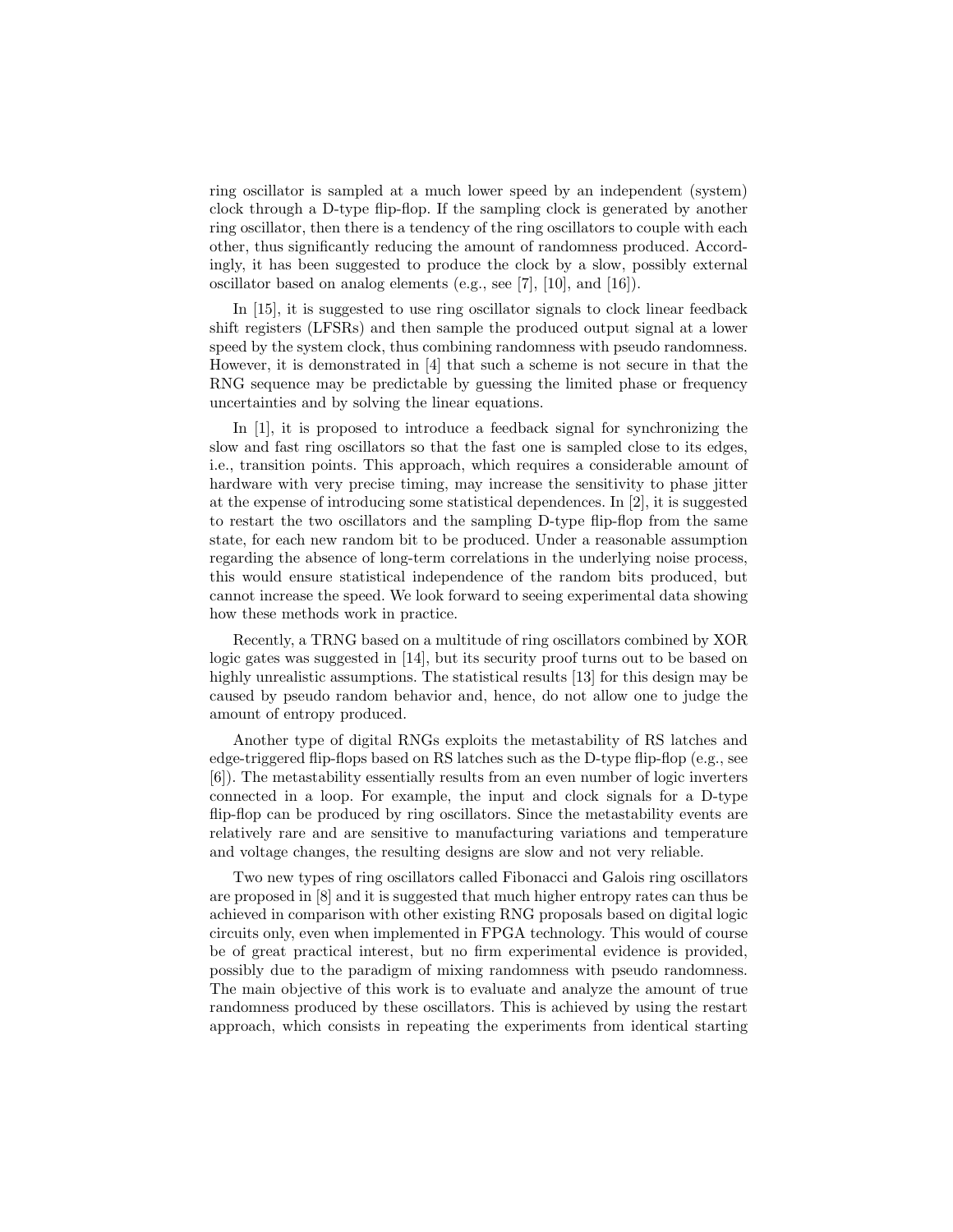ring oscillator is sampled at a much lower speed by an independent (system) clock through a D-type flip-flop. If the sampling clock is generated by another ring oscillator, then there is a tendency of the ring oscillators to couple with each other, thus significantly reducing the amount of randomness produced. Accordingly, it has been suggested to produce the clock by a slow, possibly external oscillator based on analog elements (e.g., see [7], [10], and [16]).

In [15], it is suggested to use ring oscillator signals to clock linear feedback shift registers (LFSRs) and then sample the produced output signal at a lower speed by the system clock, thus combining randomness with pseudo randomness. However, it is demonstrated in [4] that such a scheme is not secure in that the RNG sequence may be predictable by guessing the limited phase or frequency uncertainties and by solving the linear equations.

In [1], it is proposed to introduce a feedback signal for synchronizing the slow and fast ring oscillators so that the fast one is sampled close to its edges, i.e., transition points. This approach, which requires a considerable amount of hardware with very precise timing, may increase the sensitivity to phase jitter at the expense of introducing some statistical dependences. In [2], it is suggested to restart the two oscillators and the sampling D-type flip-flop from the same state, for each new random bit to be produced. Under a reasonable assumption regarding the absence of long-term correlations in the underlying noise process, this would ensure statistical independence of the random bits produced, but cannot increase the speed. We look forward to seeing experimental data showing how these methods work in practice.

Recently, a TRNG based on a multitude of ring oscillators combined by XOR logic gates was suggested in [14], but its security proof turns out to be based on highly unrealistic assumptions. The statistical results [13] for this design may be caused by pseudo random behavior and, hence, do not allow one to judge the amount of entropy produced.

Another type of digital RNGs exploits the metastability of RS latches and edge-triggered flip-flops based on RS latches such as the D-type flip-flop (e.g., see [6]). The metastability essentially results from an even number of logic inverters connected in a loop. For example, the input and clock signals for a D-type flip-flop can be produced by ring oscillators. Since the metastability events are relatively rare and are sensitive to manufacturing variations and temperature and voltage changes, the resulting designs are slow and not very reliable.

Two new types of ring oscillators called Fibonacci and Galois ring oscillators are proposed in [8] and it is suggested that much higher entropy rates can thus be achieved in comparison with other existing RNG proposals based on digital logic circuits only, even when implemented in FPGA technology. This would of course be of great practical interest, but no firm experimental evidence is provided, possibly due to the paradigm of mixing randomness with pseudo randomness. The main objective of this work is to evaluate and analyze the amount of true randomness produced by these oscillators. This is achieved by using the restart approach, which consists in repeating the experiments from identical starting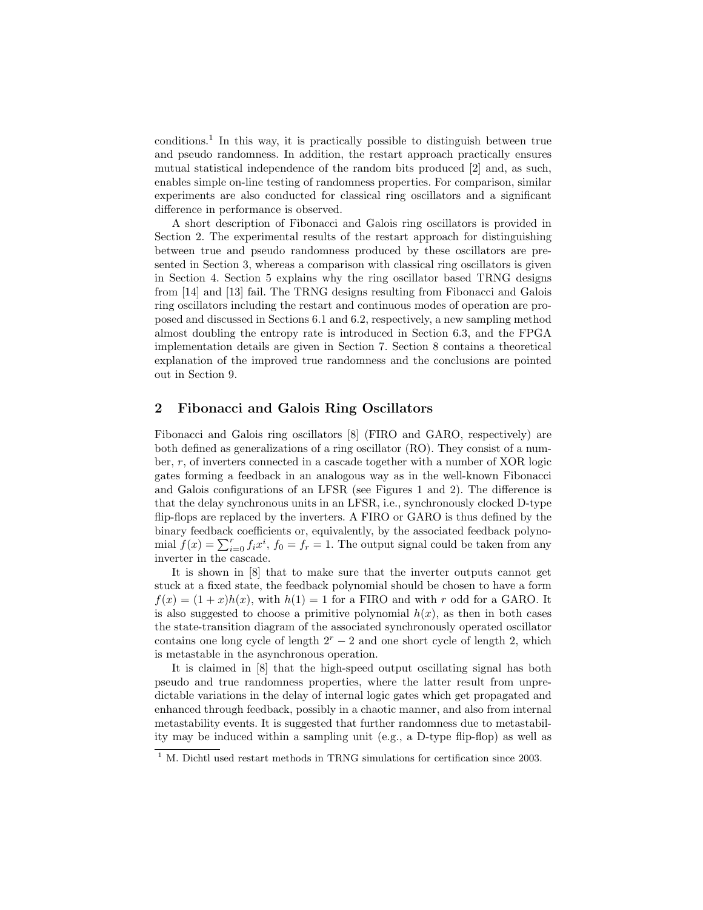conditions.[1] In this way, it is practically possible to distinguish between true and pseudo randomness. In addition, the restart approach practically ensures mutual statistical independence of the random bits produced [2] and, as such, enables simple on-line testing of randomness properties. For comparison, similar experiments are also conducted for classical ring oscillators and a significant difference in performance is observed.

A short description of Fibonacci and Galois ring oscillators is provided in Section 2. The experimental results of the restart approach for distinguishing between true and pseudo randomness produced by these oscillators are presented in Section 3, whereas a comparison with classical ring oscillators is given in Section 4. Section 5 explains why the ring oscillator based TRNG designs from [14] and [13] fail. The TRNG designs resulting from Fibonacci and Galois ring oscillators including the restart and continuous modes of operation are proposed and discussed in Sections 6.1 and 6.2, respectively, a new sampling method almost doubling the entropy rate is introduced in Section 6.3, and the FPGA implementation details are given in Section 7. Section 8 contains a theoretical explanation of the improved true randomness and the conclusions are pointed out in Section 9.

## 2 Fibonacci and Galois Ring Oscillators

Fibonacci and Galois ring oscillators [8] (FIRO and GARO, respectively) are both defined as generalizations of a ring oscillator (RO). They consist of a number, $r$, of inverters connected in a cascade together with a number of XOR logic gates forming a feedback in an analogous way as in the well-known Fibonacci and Galois configurations of an LFSR (see Figures 1 and 2). The difference is that the delay synchronous units in an LFSR, i.e., synchronously clocked D-type flip-flops are replaced by the inverters. A FIRO or GARO is thus defined by the binary feedback coefficients or, equivalently, by the associated feedback polynomial $f(x) = \sum_{i=0}^{r} f_i x^i$, $f_0 = f_r = 1$. The output signal could be taken from any inverter in the cascade.

It is shown in [8] that to make sure that the inverter outputs cannot get stuck at a fixed state, the feedback polynomial should be chosen to have a form $f(x) = (1 + x)h(x)$, with $h(1) = 1$ for a FIRO and with $r$ odd for a GARO. It is also suggested to choose a primitive polynomial $h(x)$, as then in both cases the state-transition diagram of the associated synchronously operated oscillator contains one long cycle of length $2^r - 2$ and one short cycle of length 2, which is metastable in the asynchronous operation.

It is claimed in [8] that the high-speed output oscillating signal has both pseudo and true randomness properties, where the latter result from unpredictable variations in the delay of internal logic gates which get propagated and enhanced through feedback, possibly in a chaotic manner, and also from internal metastability events. It is suggested that further randomness due to metastability may be induced within a sampling unit (e.g., a D-type flip-flop) as well as

[1] M. Dichtl used restart methods in TRNG simulations for certification since 2003.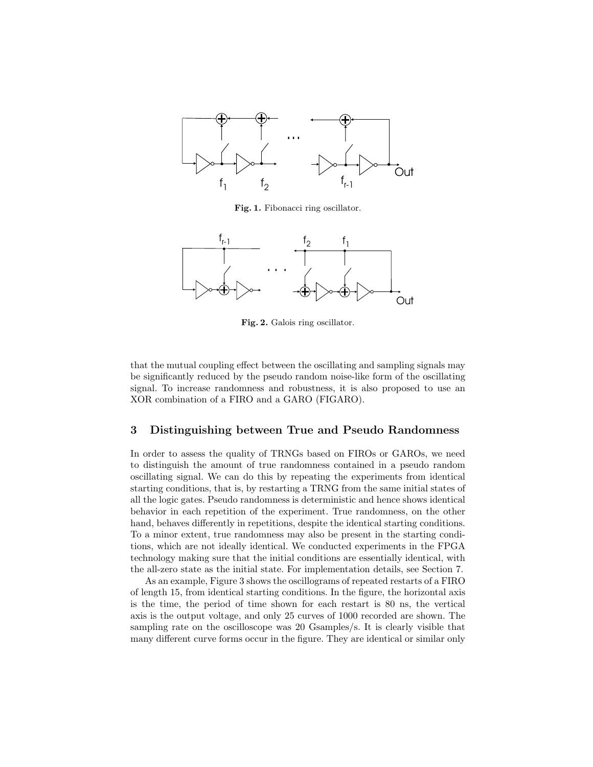**Fig. 1.** Fibonacci ring oscillator.

**Fig. 2.** Galois ring oscillator.

that the mutual coupling effect between the oscillating and sampling signals may be significantly reduced by the pseudo random noise-like form of the oscillating signal. To increase randomness and robustness, it is also proposed to use an XOR combination of a FIRO and a GARO (FIGARO).

## 3 Distinguishing between True and Pseudo Randomness

In order to assess the quality of TRNGs based on FIROs or GAROs, we need to distinguish the amount of true randomness contained in a pseudo random oscillating signal. We can do this by repeating the experiments from identical starting conditions, that is, by restarting a TRNG from the same initial states of all the logic gates. Pseudo randomness is deterministic and hence shows identical behavior in each repetition of the experiment. True randomness, on the other hand, behaves differently in repetitions, despite the identical starting conditions. To a minor extent, true randomness may also be present in the starting conditions, which are not ideally identical. We conducted experiments in the FPGA technology making sure that the initial conditions are essentially identical, with the all-zero state as the initial state. For implementation details, see Section 7.

As an example, Figure 3 shows the oscillograms of repeated restarts of a FIRO of length 15, from identical starting conditions. In the figure, the horizontal axis is the time, the period of time shown for each restart is 80 ns, the vertical axis is the output voltage, and only 25 curves of 1000 recorded are shown. The sampling rate on the oscilloscope was 20 Gsamples/s. It is clearly visible that many different curve forms occur in the figure. They are identical or similar only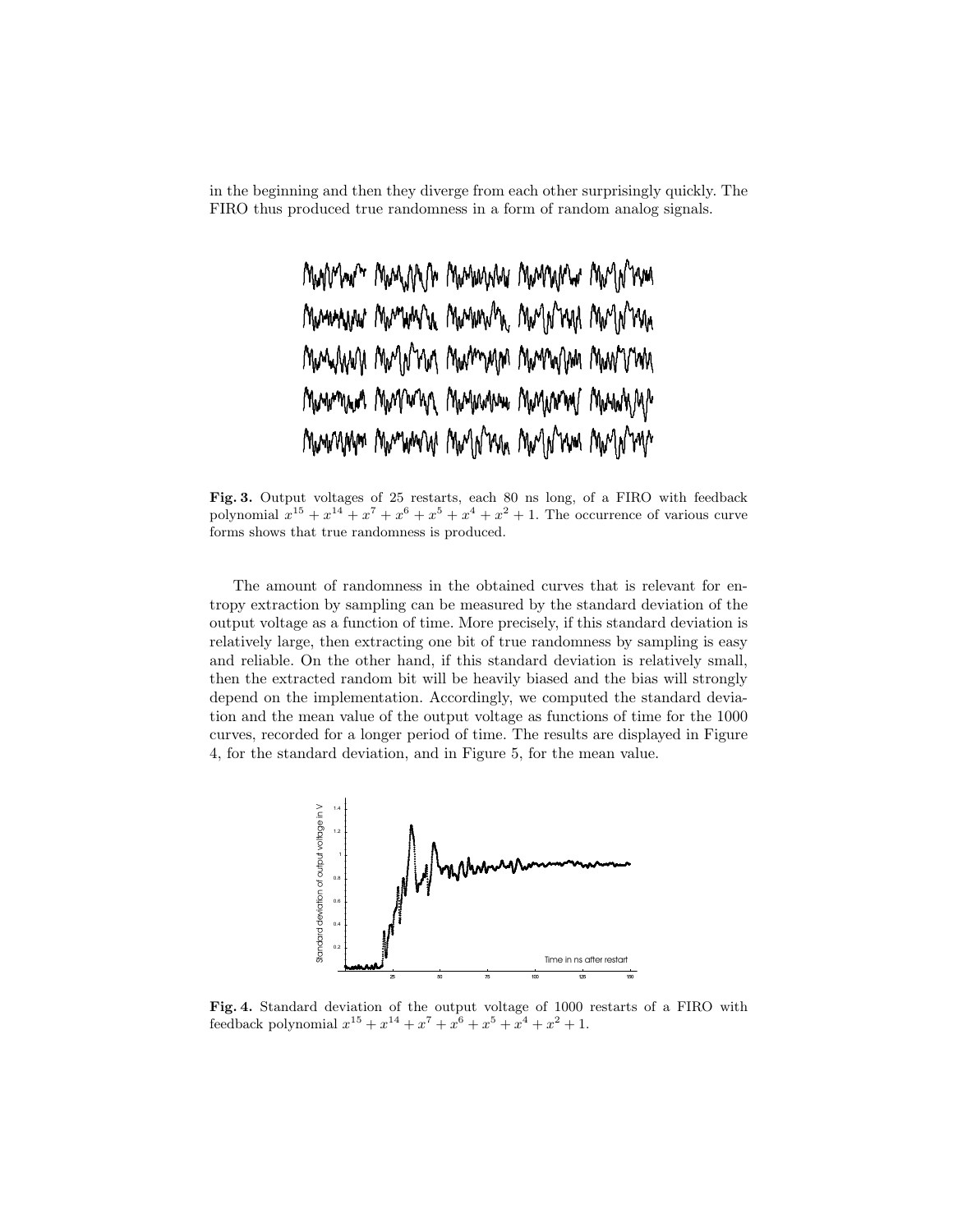in the beginning and then they diverge from each other surprisingly quickly. The FIRO thus produced true randomness in a form of random analog signals.

**Fig. 3.** Output voltages of 25 restarts, each 80 ns long, of a FIRO with feedback polynomial $x^{15} + x^{14} + x^7 + x^6 + x^5 + x^4 + x^2 + 1$. The occurrence of various curve forms shows that true randomness is produced.

The amount of randomness in the obtained curves that is relevant for entropy extraction by sampling can be measured by the standard deviation of the output voltage as a function of time. More precisely, if this standard deviation is relatively large, then extracting one bit of true randomness by sampling is easy and reliable. On the other hand, if this standard deviation is relatively small, then the extracted random bit will be heavily biased and the bias will strongly depend on the implementation. Accordingly, we computed the standard deviation and the mean value of the output voltage as functions of time for the 1000 curves, recorded for a longer period of time. The results are displayed in Figure 4, for the standard deviation, and in Figure 5, for the mean value.

**Fig. 4.** Standard deviation of the output voltage of 1000 restarts of a FIRO with feedback polynomial $x^{15} + x^{14} + x^7 + x^6 + x^5 + x^4 + x^2 + 1$.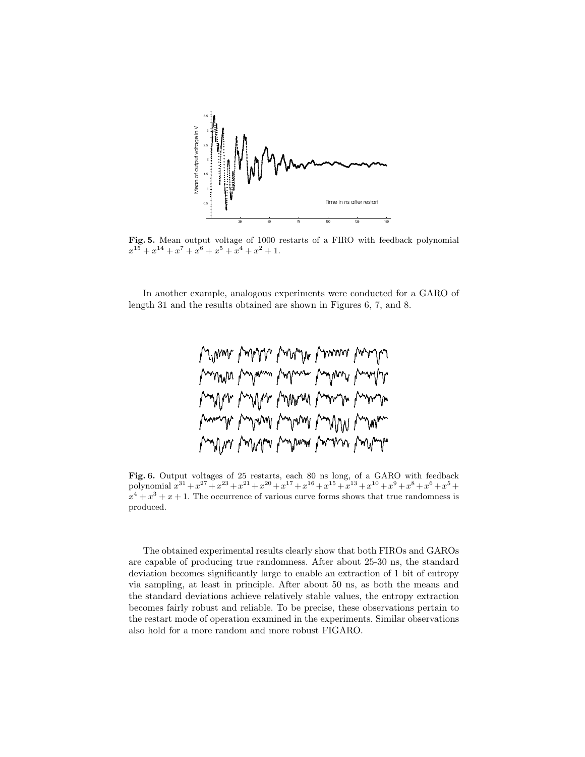**Fig. 5.** Mean output voltage of 1000 restarts of a FIRO with feedback polynomial $x^{15} + x^{14} + x^7 + x^6 + x^5 + x^4 + x^2 + 1$.

In another example, analogous experiments were conducted for a GARO of length 31 and the results obtained are shown in Figures 6, 7, and 8.

**Fig. 6.** Output voltages of 25 restarts, each 80 ns long, of a GARO with feedback polynomial $x^{31} + x^{27} + x^{23} + x^{21} + x^{20} + x^{17} + x^{16} + x^{15} + x^{13} + x^{10} + x^9 + x^8 + x^6 + x^5 + x^4 + x^3 + x + 1$. The occurrence of various curve forms shows that true randomness is produced.

The obtained experimental results clearly show that both FIROs and GAROs are capable of producing true randomness. After about 25-30 ns, the standard deviation becomes significantly large to enable an extraction of 1 bit of entropy via sampling, at least in principle. After about 50 ns, as both the means and the standard deviations achieve relatively stable values, the entropy extraction becomes fairly robust and reliable. To be precise, these observations pertain to the restart mode of operation examined in the experiments. Similar observations also hold for a more random and more robust FIGARO.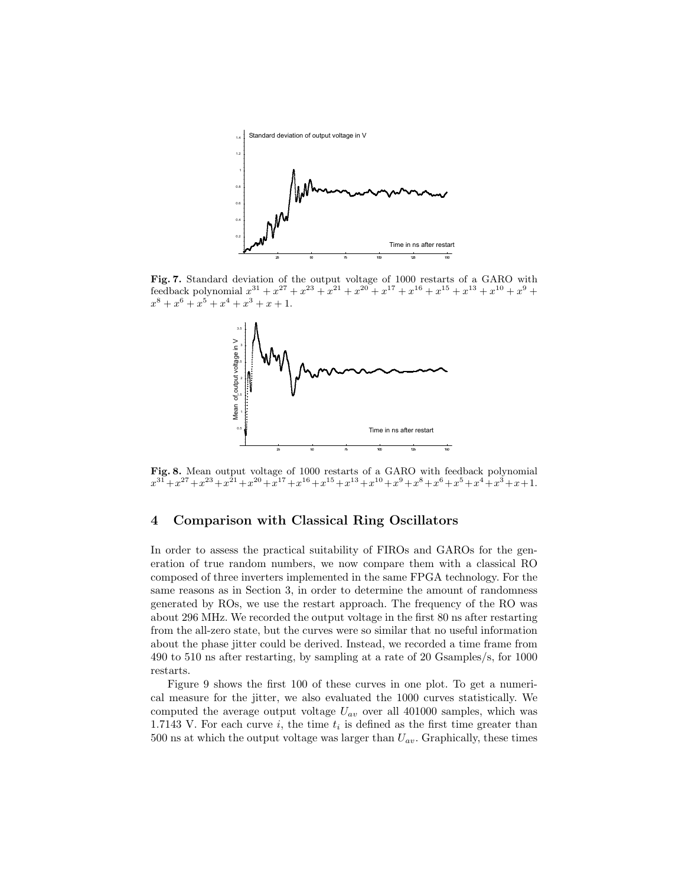**Fig. 7.** Standard deviation of the output voltage of 1000 restarts of a GARO with feedback polynomial $x^{31} + x^{27} + x^{23} + x^{21} + x^{20} + x^{17} + x^{16} + x^{15} + x^{13} + x^{10} + x^9 + x^8 + x^6 + x^5 + x^4 + x^3 + x + 1$.

**Fig. 8.** Mean output voltage of 1000 restarts of a GARO with feedback polynomial $x^{31}+x^{27}+x^{23}+x^{21}+x^{20}+x^{17}+x^{16}+x^{15}+x^{13}+x^{10}+x^9+x^8+x^6+x^5+x^4+x^3+x+1$.

## 4 Comparison with Classical Ring Oscillators

In order to assess the practical suitability of FIROs and GAROs for the generation of true random numbers, we now compare them with a classical RO composed of three inverters implemented in the same FPGA technology. For the same reasons as in Section 3, in order to determine the amount of randomness generated by ROs, we use the restart approach. The frequency of the RO was about 296 MHz. We recorded the output voltage in the first 80 ns after restarting from the all-zero state, but the curves were so similar that no useful information about the phase jitter could be derived. Instead, we recorded a time frame from 490 to 510 ns after restarting, by sampling at a rate of 20 Gsamples/s, for 1000 restarts.

Figure 9 shows the first 100 of these curves in one plot. To get a numerical measure for the jitter, we also evaluated the 1000 curves statistically. We computed the average output voltage $U_{av}$ over all 401000 samples, which was 1.7143 V. For each curve $i$, the time $t_i$ is defined as the first time greater than 500 ns at which the output voltage was larger than $U_{av}$. Graphically, these times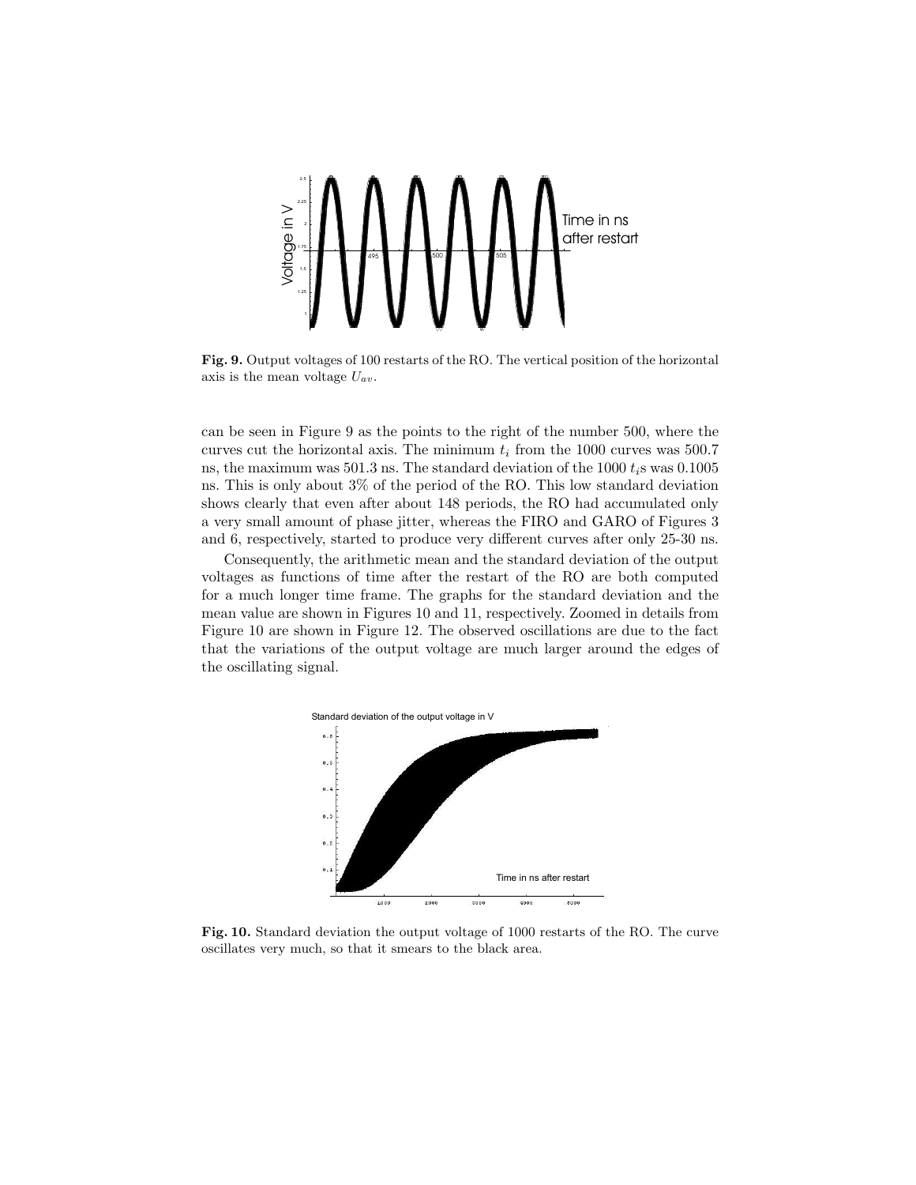Fig. 9. Output voltages of 100 restarts of the RO. The vertical position of the horizontal axis is the mean voltage $U_{av}$.

can be seen in Figure 9 as the points to the right of the number 500, where the curves cut the horizontal axis. The minimum $t_i$ from the 1000 curves was 500.7 ns, the maximum was 501.3 ns. The standard deviation of the 1000 $t_i$s was 0.1005 ns. This is only about 3% of the period of the RO. This low standard deviation shows clearly that even after about 148 periods, the RO had accumulated only a very small amount of phase jitter, whereas the FIRO and GARO of Figures 3 and 6, respectively, started to produce very different curves after only 25-30 ns.

Consequently, the arithmetic mean and the standard deviation of the output voltages as functions of time after the restart of the RO are both computed for a much longer time frame. The graphs for the standard deviation and the mean value are shown in Figures 10 and 11, respectively. Zoomed in details from Figure 10 are shown in Figure 12. The observed oscillations are due to the fact that the variations of the output voltage are much larger around the edges of the oscillating signal.

Fig. 10. Standard deviation the output voltage of 1000 restarts of the RO. The curve oscillates very much, so that it smears to the black area.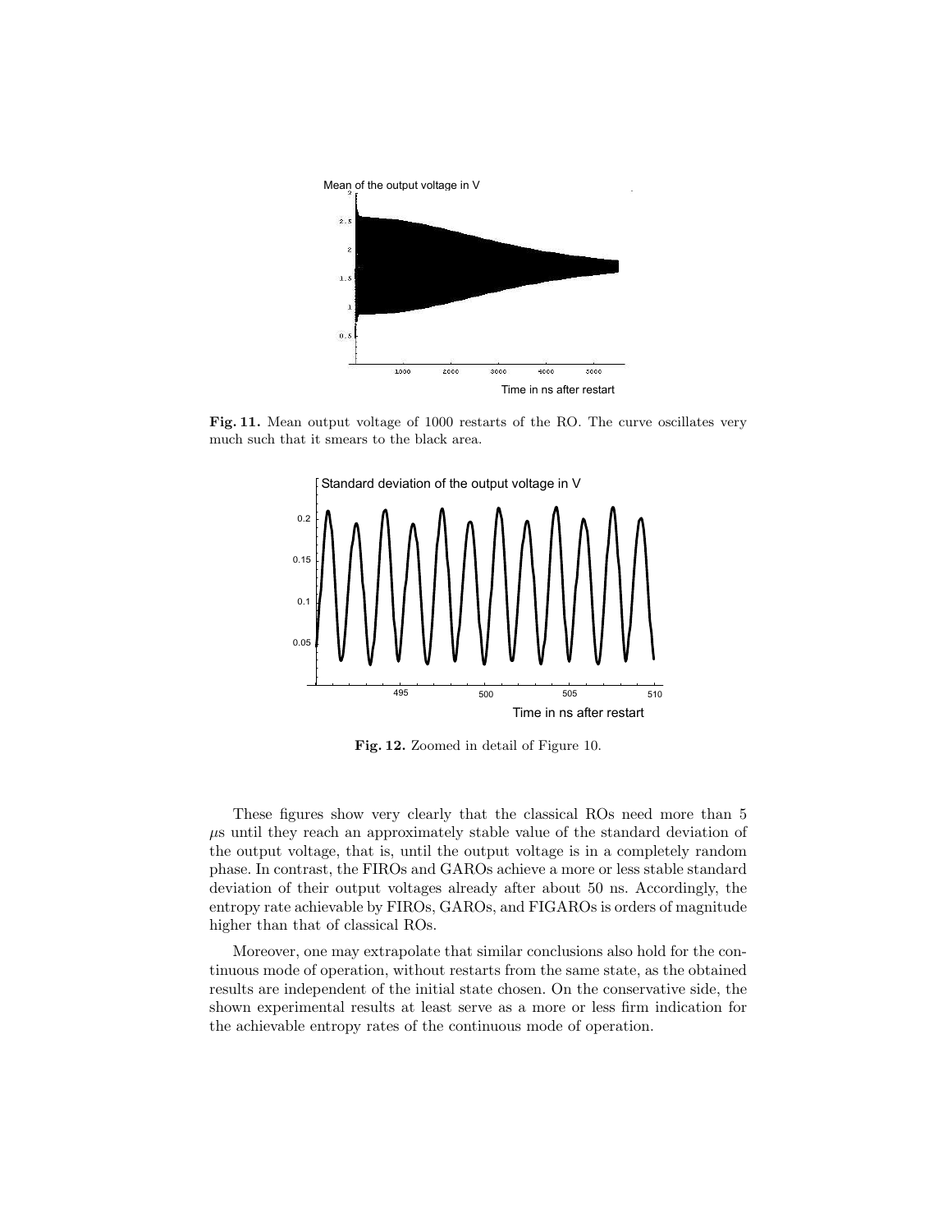**Fig. 11.** Mean output voltage of 1000 restarts of the RO. The curve oscillates very much such that it smears to the black area.

**Fig. 12.** Zoomed in detail of Figure 10.

These figures show very clearly that the classical ROs need more than 5 $\mu$s until they reach an approximately stable value of the standard deviation of the output voltage, that is, until the output voltage is in a completely random phase. In contrast, the FIROs and GAROs achieve a more or less stable standard deviation of their output voltages already after about 50 ns. Accordingly, the entropy rate achievable by FIROs, GAROs, and FIGAROs is orders of magnitude higher than that of classical ROs.

Moreover, one may extrapolate that similar conclusions also hold for the continuous mode of operation, without restarts from the same state, as the obtained results are independent of the initial state chosen. On the conservative side, the shown experimental results at least serve as a more or less firm indication for the achievable entropy rates of the continuous mode of operation.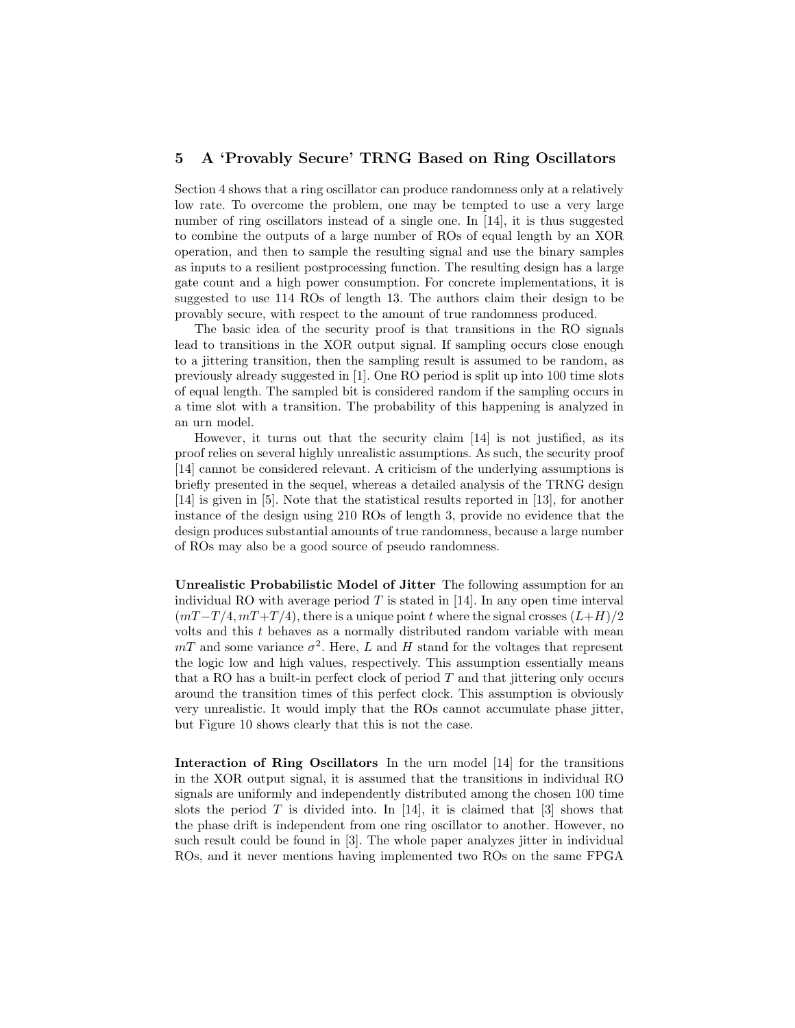## 5 A 'Provably Secure' TRNG Based on Ring Oscillators

Section 4 shows that a ring oscillator can produce randomness only at a relatively low rate. To overcome the problem, one may be tempted to use a very large number of ring oscillators instead of a single one. In [14], it is thus suggested to combine the outputs of a large number of ROs of equal length by an XOR operation, and then to sample the resulting signal and use the binary samples as inputs to a resilient postprocessing function. The resulting design has a large gate count and a high power consumption. For concrete implementations, it is suggested to use 114 ROs of length 13. The authors claim their design to be provably secure, with respect to the amount of true randomness produced.

The basic idea of the security proof is that transitions in the RO signals lead to transitions in the XOR output signal. If sampling occurs close enough to a jittering transition, then the sampling result is assumed to be random, as previously already suggested in [1]. One RO period is split up into 100 time slots of equal length. The sampled bit is considered random if the sampling occurs in a time slot with a transition. The probability of this happening is analyzed in an urn model.

However, it turns out that the security claim [14] is not justified, as its proof relies on several highly unrealistic assumptions. As such, the security proof [14] cannot be considered relevant. A criticism of the underlying assumptions is briefly presented in the sequel, whereas a detailed analysis of the TRNG design [14] is given in [5]. Note that the statistical results reported in [13], for another instance of the design using 210 ROs of length 3, provide no evidence that the design produces substantial amounts of true randomness, because a large number of ROs may also be a good source of pseudo randomness.

**Unrealistic Probabilistic Model of Jitter** The following assumption for an individual RO with average period $T$ is stated in [14]. In any open time interval $(mT - T/4, mT + T/4)$, there is a unique point $t$ where the signal crosses $(L+H)/2$ volts and this $t$ behaves as a normally distributed random variable with mean $mT$ and some variance $\sigma^2$. Here, $L$ and $H$ stand for the voltages that represent the logic low and high values, respectively. This assumption essentially means that a RO has a built-in perfect clock of period $T$ and that jittering only occurs around the transition times of this perfect clock. This assumption is obviously very unrealistic. It would imply that the ROs cannot accumulate phase jitter, but Figure 10 shows clearly that this is not the case.

**Interaction of Ring Oscillators** In the urn model [14] for the transitions in the XOR output signal, it is assumed that the transitions in individual RO signals are uniformly and independently distributed among the chosen 100 time slots the period $T$ is divided into. In [14], it is claimed that [3] shows that the phase drift is independent from one ring oscillator to another. However, no such result could be found in [3]. The whole paper analyzes jitter in individual ROs, and it never mentions having implemented two ROs on the same FPGA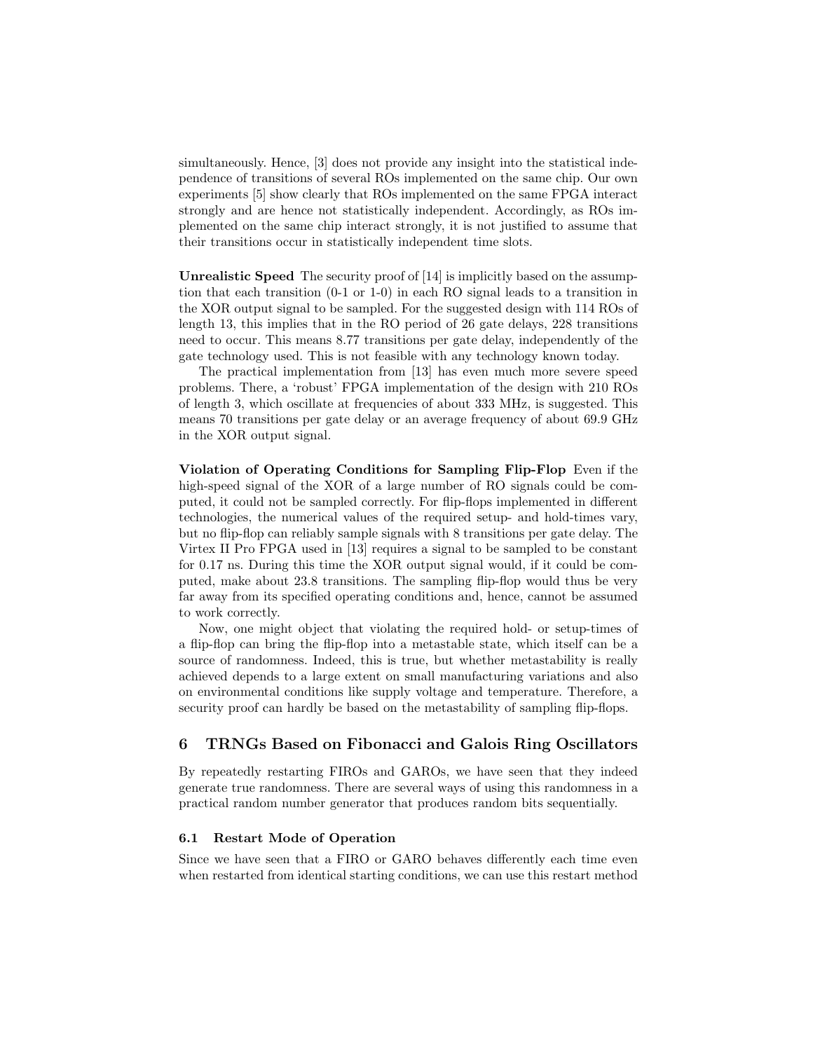simultaneously. Hence, [3] does not provide any insight into the statistical independence of transitions of several ROs implemented on the same chip. Our own experiments [5] show clearly that ROs implemented on the same FPGA interact strongly and are hence not statistically independent. Accordingly, as ROs implemented on the same chip interact strongly, it is not justified to assume that their transitions occur in statistically independent time slots.

**Unrealistic Speed** The security proof of [14] is implicitly based on the assumption that each transition (0-1 or 1-0) in each RO signal leads to a transition in the XOR output signal to be sampled. For the suggested design with 114 ROs of length 13, this implies that in the RO period of 26 gate delays, 228 transitions need to occur. This means 8.77 transitions per gate delay, independently of the gate technology used. This is not feasible with any technology known today.

The practical implementation from [13] has even much more severe speed problems. There, a 'robust' FPGA implementation of the design with 210 ROs of length 3, which oscillate at frequencies of about 333 MHz, is suggested. This means 70 transitions per gate delay or an average frequency of about 69.9 GHz in the XOR output signal.

**Violation of Operating Conditions for Sampling Flip-Flop** Even if the high-speed signal of the XOR of a large number of RO signals could be computed, it could not be sampled correctly. For flip-flops implemented in different technologies, the numerical values of the required setup- and hold-times vary, but no flip-flop can reliably sample signals with 8 transitions per gate delay. The Virtex II Pro FPGA used in [13] requires a signal to be sampled to be constant for 0.17 ns. During this time the XOR output signal would, if it could be computed, make about 23.8 transitions. The sampling flip-flop would thus be very far away from its specified operating conditions and, hence, cannot be assumed to work correctly.

Now, one might object that violating the required hold- or setup-times of a flip-flop can bring the flip-flop into a metastable state, which itself can be a source of randomness. Indeed, this is true, but whether metastability is really achieved depends to a large extent on small manufacturing variations and also on environmental conditions like supply voltage and temperature. Therefore, a security proof can hardly be based on the metastability of sampling flip-flops.

## 6 TRNGs Based on Fibonacci and Galois Ring Oscillators

By repeatedly restarting FIROs and GAROs, we have seen that they indeed generate true randomness. There are several ways of using this randomness in a practical random number generator that produces random bits sequentially.

### 6.1 Restart Mode of Operation

Since we have seen that a FIRO or GARO behaves differently each time even when restarted from identical starting conditions, we can use this restart method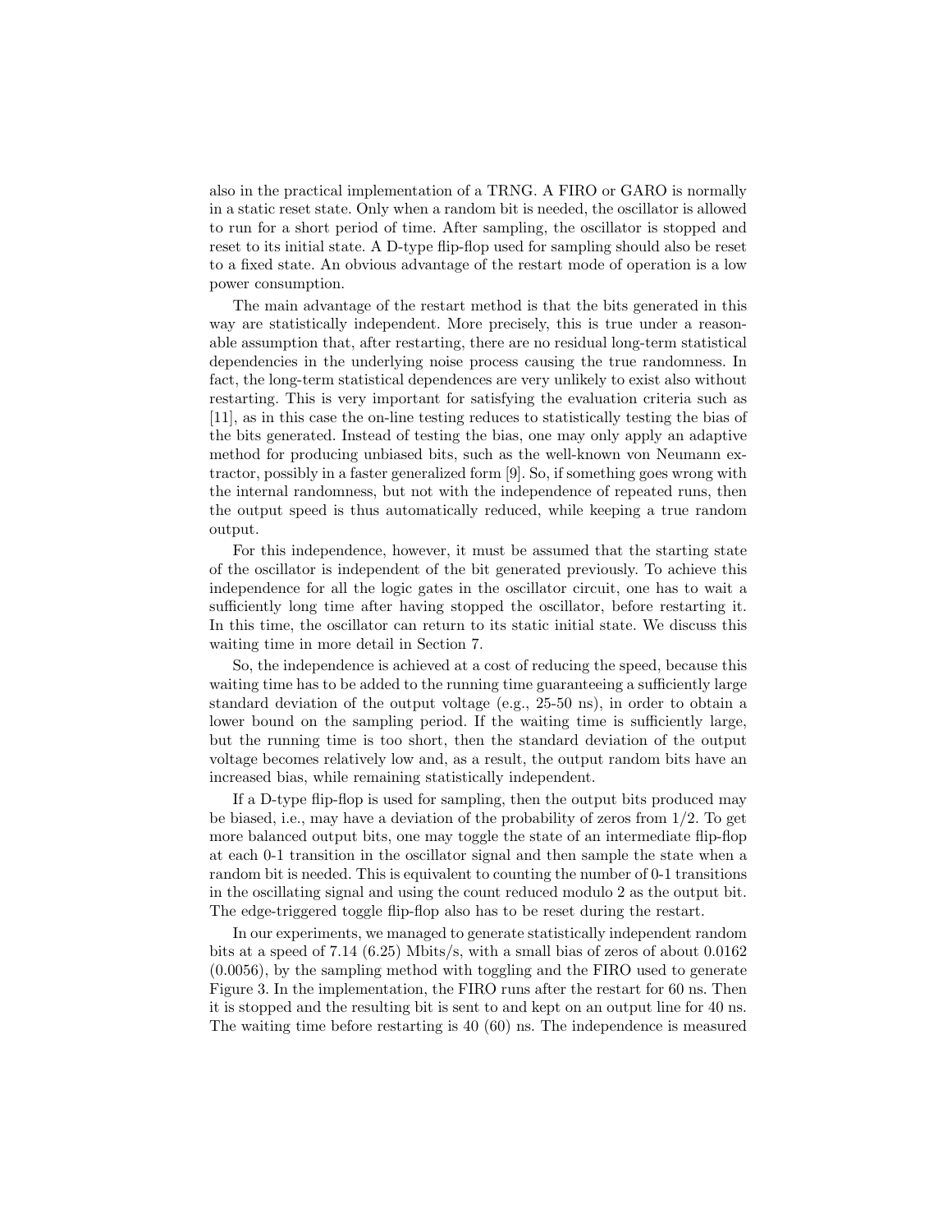also in the practical implementation of a TRNG. A FIRO or GARO is normally in a static reset state. Only when a random bit is needed, the oscillator is allowed to run for a short period of time. After sampling, the oscillator is stopped and reset to its initial state. A D-type flip-flop used for sampling should also be reset to a fixed state. An obvious advantage of the restart mode of operation is a low power consumption.

The main advantage of the restart method is that the bits generated in this way are statistically independent. More precisely, this is true under a reasonable assumption that, after restarting, there are no residual long-term statistical dependencies in the underlying noise process causing the true randomness. In fact, the long-term statistical dependences are very unlikely to exist also without restarting. This is very important for satisfying the evaluation criteria such as [11], as in this case the on-line testing reduces to statistically testing the bias of the bits generated. Instead of testing the bias, one may only apply an adaptive method for producing unbiased bits, such as the well-known von Neumann extractor, possibly in a faster generalized form [9]. So, if something goes wrong with the internal randomness, but not with the independence of repeated runs, then the output speed is thus automatically reduced, while keeping a true random output.

For this independence, however, it must be assumed that the starting state of the oscillator is independent of the bit generated previously. To achieve this independence for all the logic gates in the oscillator circuit, one has to wait a sufficiently long time after having stopped the oscillator, before restarting it. In this time, the oscillator can return to its static initial state. We discuss this waiting time in more detail in Section 7.

So, the independence is achieved at a cost of reducing the speed, because this waiting time has to be added to the running time guaranteeing a sufficiently large standard deviation of the output voltage (e.g., 25-50 ns), in order to obtain a lower bound on the sampling period. If the waiting time is sufficiently large, but the running time is too short, then the standard deviation of the output voltage becomes relatively low and, as a result, the output random bits have an increased bias, while remaining statistically independent.

If a D-type flip-flop is used for sampling, then the output bits produced may be biased, i.e., may have a deviation of the probability of zeros from 1/2. To get more balanced output bits, one may toggle the state of an intermediate flip-flop at each 0-1 transition in the oscillator signal and then sample the state when a random bit is needed. This is equivalent to counting the number of 0-1 transitions in the oscillating signal and using the count reduced modulo 2 as the output bit. The edge-triggered toggle flip-flop also has to be reset during the restart.

In our experiments, we managed to generate statistically independent random bits at a speed of 7.14 (6.25) Mbits/s, with a small bias of zeros of about 0.0162 (0.0056), by the sampling method with toggling and the FIRO used to generate Figure 3. In the implementation, the FIRO runs after the restart for 60 ns. Then it is stopped and the resulting bit is sent to and kept on an output line for 40 ns. The waiting time before restarting is 40 (60) ns. The independence is measured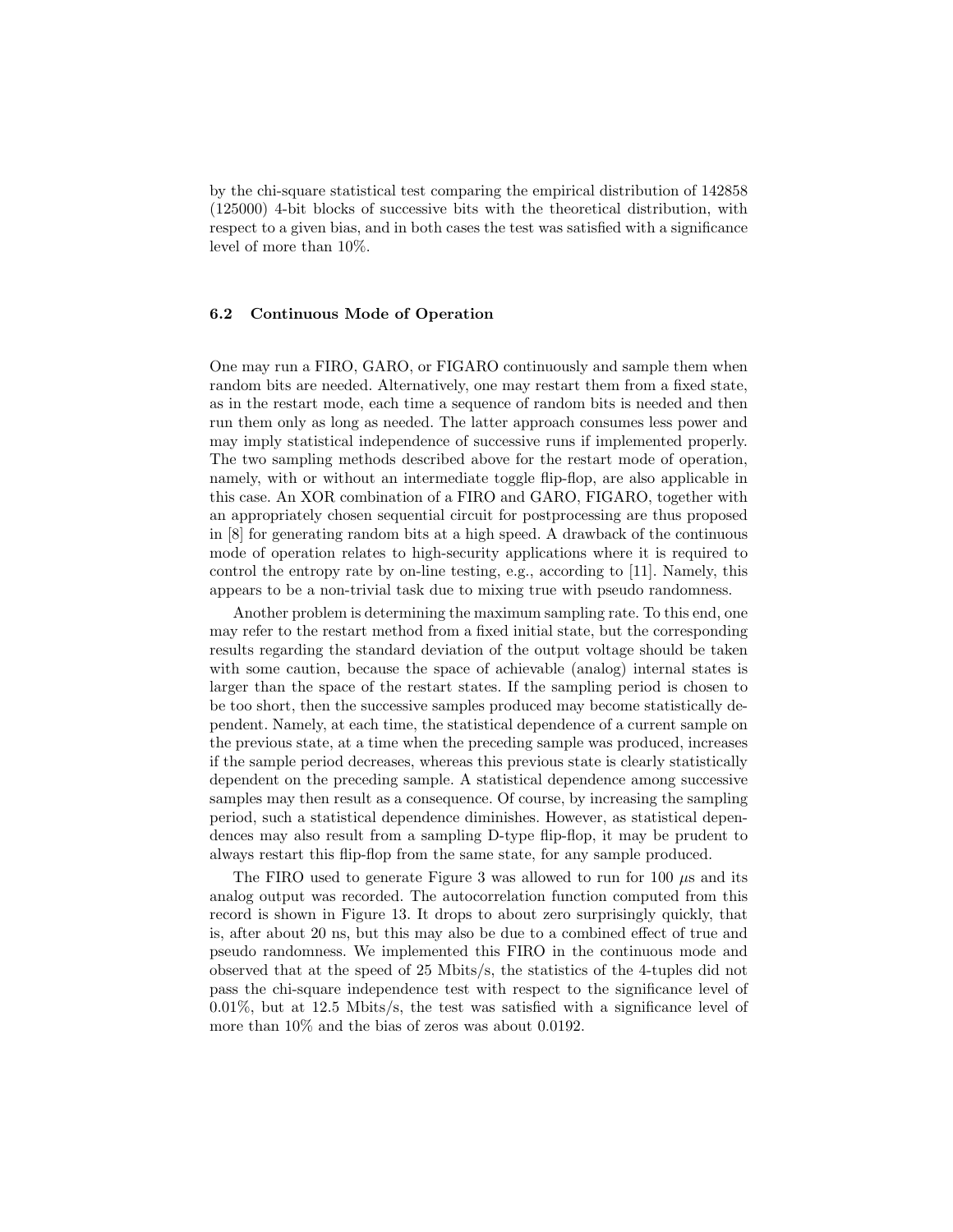by the chi-square statistical test comparing the empirical distribution of 142858 (125000) 4-bit blocks of successive bits with the theoretical distribution, with respect to a given bias, and in both cases the test was satisfied with a significance level of more than 10%.

### 6.2 Continuous Mode of Operation

One may run a FIRO, GARO, or FIGARO continuously and sample them when random bits are needed. Alternatively, one may restart them from a fixed state, as in the restart mode, each time a sequence of random bits is needed and then run them only as long as needed. The latter approach consumes less power and may imply statistical independence of successive runs if implemented properly. The two sampling methods described above for the restart mode of operation, namely, with or without an intermediate toggle flip-flop, are also applicable in this case. An XOR combination of a FIRO and GARO, FIGARO, together with an appropriately chosen sequential circuit for postprocessing are thus proposed in [8] for generating random bits at a high speed. A drawback of the continuous mode of operation relates to high-security applications where it is required to control the entropy rate by on-line testing, e.g., according to [11]. Namely, this appears to be a non-trivial task due to mixing true with pseudo randomness.

Another problem is determining the maximum sampling rate. To this end, one may refer to the restart method from a fixed initial state, but the corresponding results regarding the standard deviation of the output voltage should be taken with some caution, because the space of achievable (analog) internal states is larger than the space of the restart states. If the sampling period is chosen to be too short, then the successive samples produced may become statistically dependent. Namely, at each time, the statistical dependence of a current sample on the previous state, at a time when the preceding sample was produced, increases if the sample period decreases, whereas this previous state is clearly statistically dependent on the preceding sample. A statistical dependence among successive samples may then result as a consequence. Of course, by increasing the sampling period, such a statistical dependence diminishes. However, as statistical dependences may also result from a sampling D-type flip-flop, it may be prudent to always restart this flip-flop from the same state, for any sample produced.

The FIRO used to generate Figure 3 was allowed to run for 100 $\mu$s and its analog output was recorded. The autocorrelation function computed from this record is shown in Figure 13. It drops to about zero surprisingly quickly, that is, after about 20 ns, but this may also be due to a combined effect of true and pseudo randomness. We implemented this FIRO in the continuous mode and observed that at the speed of 25 Mbits/s, the statistics of the 4-tuples did not pass the chi-square independence test with respect to the significance level of 0.01%, but at 12.5 Mbits/s, the test was satisfied with a significance level of more than 10% and the bias of zeros was about 0.0192.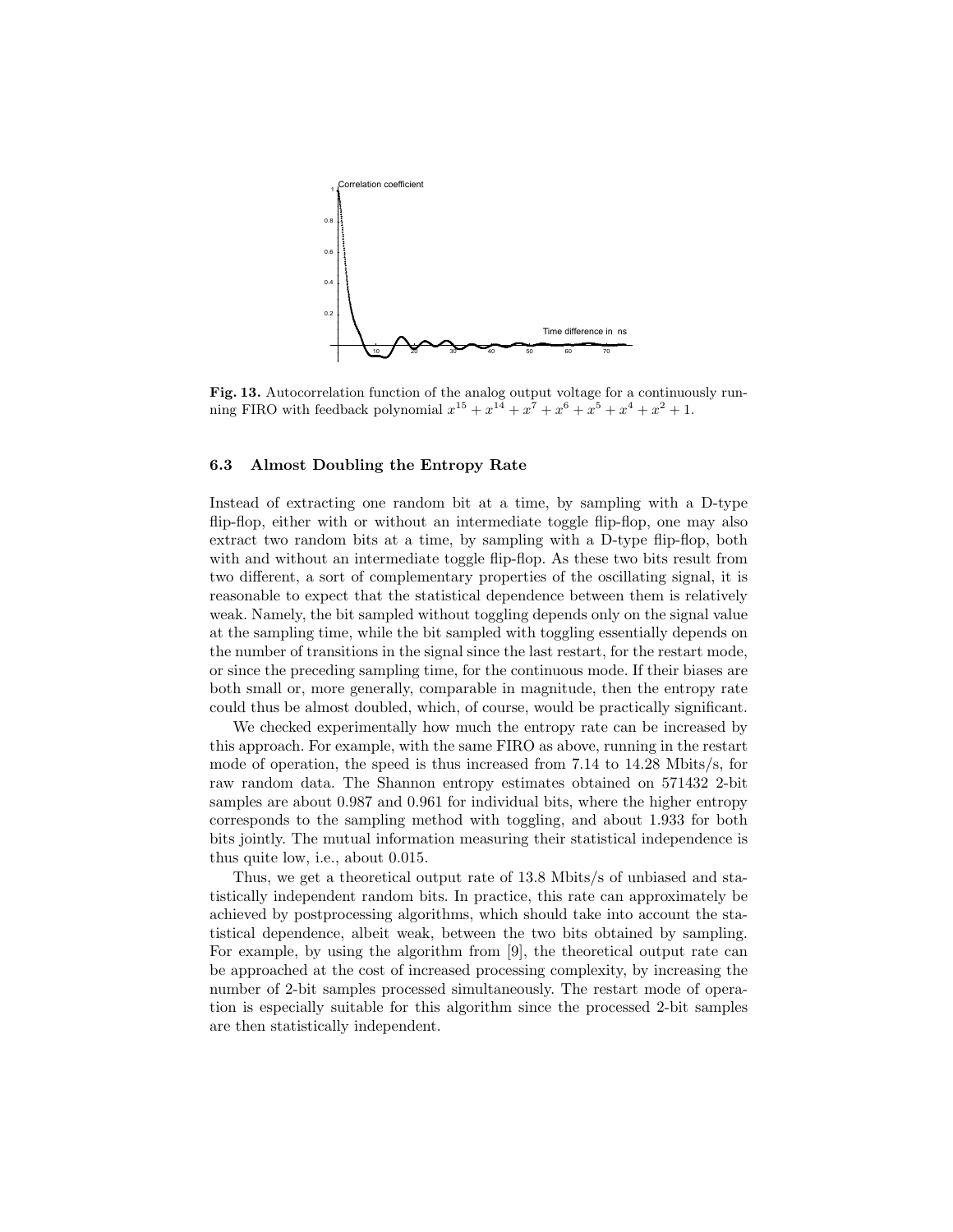**Fig. 13.** Autocorrelation function of the analog output voltage for a continuously running FIRO with feedback polynomial $x^{15} + x^{14} + x^7 + x^6 + x^5 + x^4 + x^2 + 1$.

### 6.3 Almost Doubling the Entropy Rate

Instead of extracting one random bit at a time, by sampling with a D-type flip-flop, either with or without an intermediate toggle flip-flop, one may also extract two random bits at a time, by sampling with a D-type flip-flop, both with and without an intermediate toggle flip-flop. As these two bits result from two different, a sort of complementary properties of the oscillating signal, it is reasonable to expect that the statistical dependence between them is relatively weak. Namely, the bit sampled without toggling depends only on the signal value at the sampling time, while the bit sampled with toggling essentially depends on the number of transitions in the signal since the last restart, for the restart mode, or since the preceding sampling time, for the continuous mode. If their biases are both small or, more generally, comparable in magnitude, then the entropy rate could thus be almost doubled, which, of course, would be practically significant.

We checked experimentally how much the entropy rate can be increased by this approach. For example, with the same FIRO as above, running in the restart mode of operation, the speed is thus increased from 7.14 to 14.28 Mbits/s, for raw random data. The Shannon entropy estimates obtained on 571432 2-bit samples are about 0.987 and 0.961 for individual bits, where the higher entropy corresponds to the sampling method with toggling, and about 1.933 for both bits jointly. The mutual information measuring their statistical independence is thus quite low, i.e., about 0.015.

Thus, we get a theoretical output rate of 13.8 Mbits/s of unbiased and statistically independent random bits. In practice, this rate can approximately be achieved by postprocessing algorithms, which should take into account the statistical dependence, albeit weak, between the two bits obtained by sampling. For example, by using the algorithm from [9], the theoretical output rate can be approached at the cost of increased processing complexity, by increasing the number of 2-bit samples processed simultaneously. The restart mode of operation is especially suitable for this algorithm since the processed 2-bit samples are then statistically independent.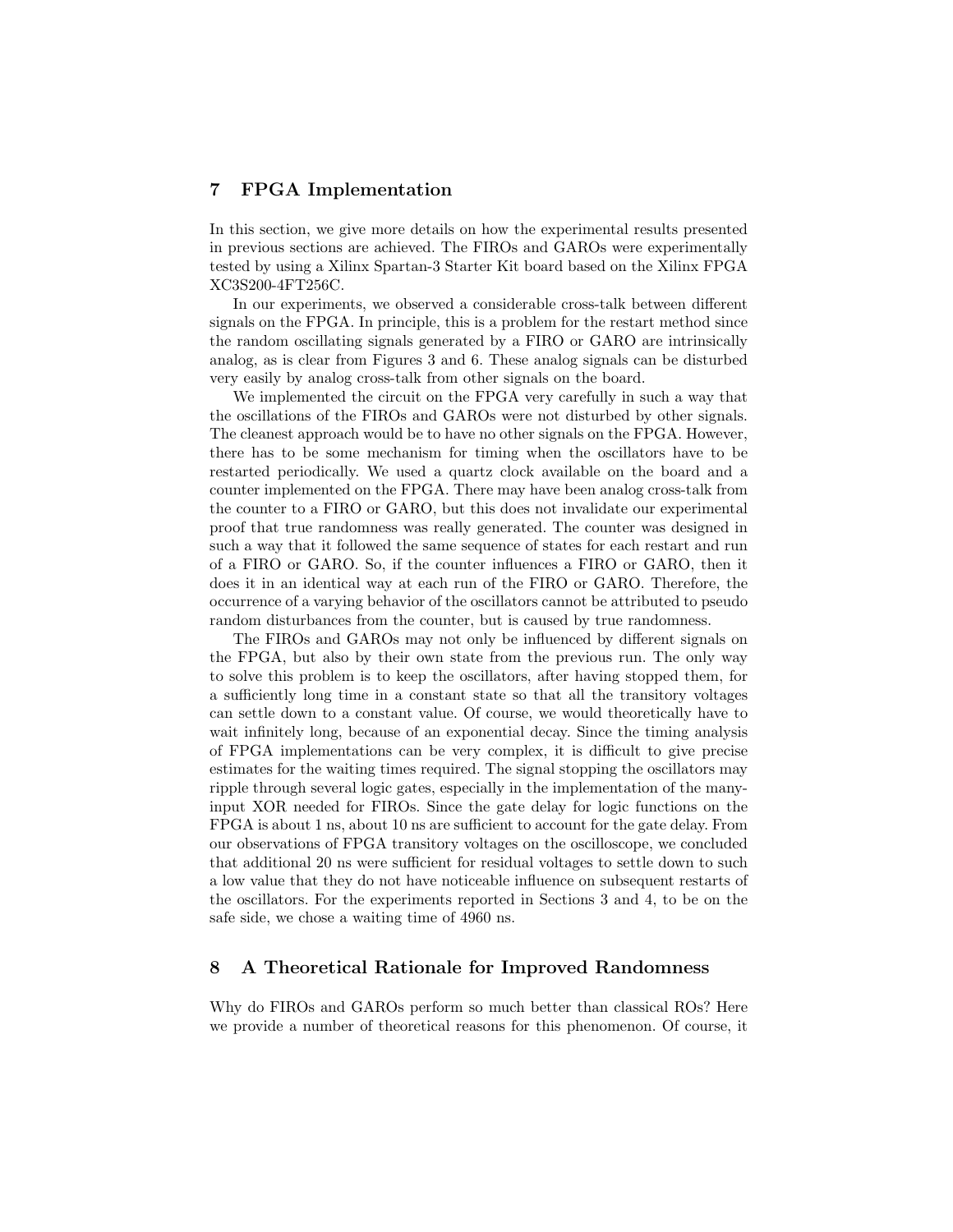## 7 FPGA Implementation

In this section, we give more details on how the experimental results presented in previous sections are achieved. The FIROs and GAROs were experimentally tested by using a Xilinx Spartan-3 Starter Kit board based on the Xilinx FPGA XC3S200-4FT256C.

In our experiments, we observed a considerable cross-talk between different signals on the FPGA. In principle, this is a problem for the restart method since the random oscillating signals generated by a FIRO or GARO are intrinsically analog, as is clear from Figures 3 and 6. These analog signals can be disturbed very easily by analog cross-talk from other signals on the board.

We implemented the circuit on the FPGA very carefully in such a way that the oscillations of the FIROs and GAROs were not disturbed by other signals. The cleanest approach would be to have no other signals on the FPGA. However, there has to be some mechanism for timing when the oscillators have to be restarted periodically. We used a quartz clock available on the board and a counter implemented on the FPGA. There may have been analog cross-talk from the counter to a FIRO or GARO, but this does not invalidate our experimental proof that true randomness was really generated. The counter was designed in such a way that it followed the same sequence of states for each restart and run of a FIRO or GARO. So, if the counter influences a FIRO or GARO, then it does it in an identical way at each run of the FIRO or GARO. Therefore, the occurrence of a varying behavior of the oscillators cannot be attributed to pseudo random disturbances from the counter, but is caused by true randomness.

The FIROs and GAROs may not only be influenced by different signals on the FPGA, but also by their own state from the previous run. The only way to solve this problem is to keep the oscillators, after having stopped them, for a sufficiently long time in a constant state so that all the transitory voltages can settle down to a constant value. Of course, we would theoretically have to wait infinitely long, because of an exponential decay. Since the timing analysis of FPGA implementations can be very complex, it is difficult to give precise estimates for the waiting times required. The signal stopping the oscillators may ripple through several logic gates, especially in the implementation of the many-input XOR needed for FIROs. Since the gate delay for logic functions on the FPGA is about 1 ns, about 10 ns are sufficient to account for the gate delay. From our observations of FPGA transitory voltages on the oscilloscope, we concluded that additional 20 ns were sufficient for residual voltages to settle down to such a low value that they do not have noticeable influence on subsequent restarts of the oscillators. For the experiments reported in Sections 3 and 4, to be on the safe side, we chose a waiting time of 4960 ns.

## 8 A Theoretical Rationale for Improved Randomness

Why do FIROs and GAROs perform so much better than classical ROs? Here we provide a number of theoretical reasons for this phenomenon. Of course, it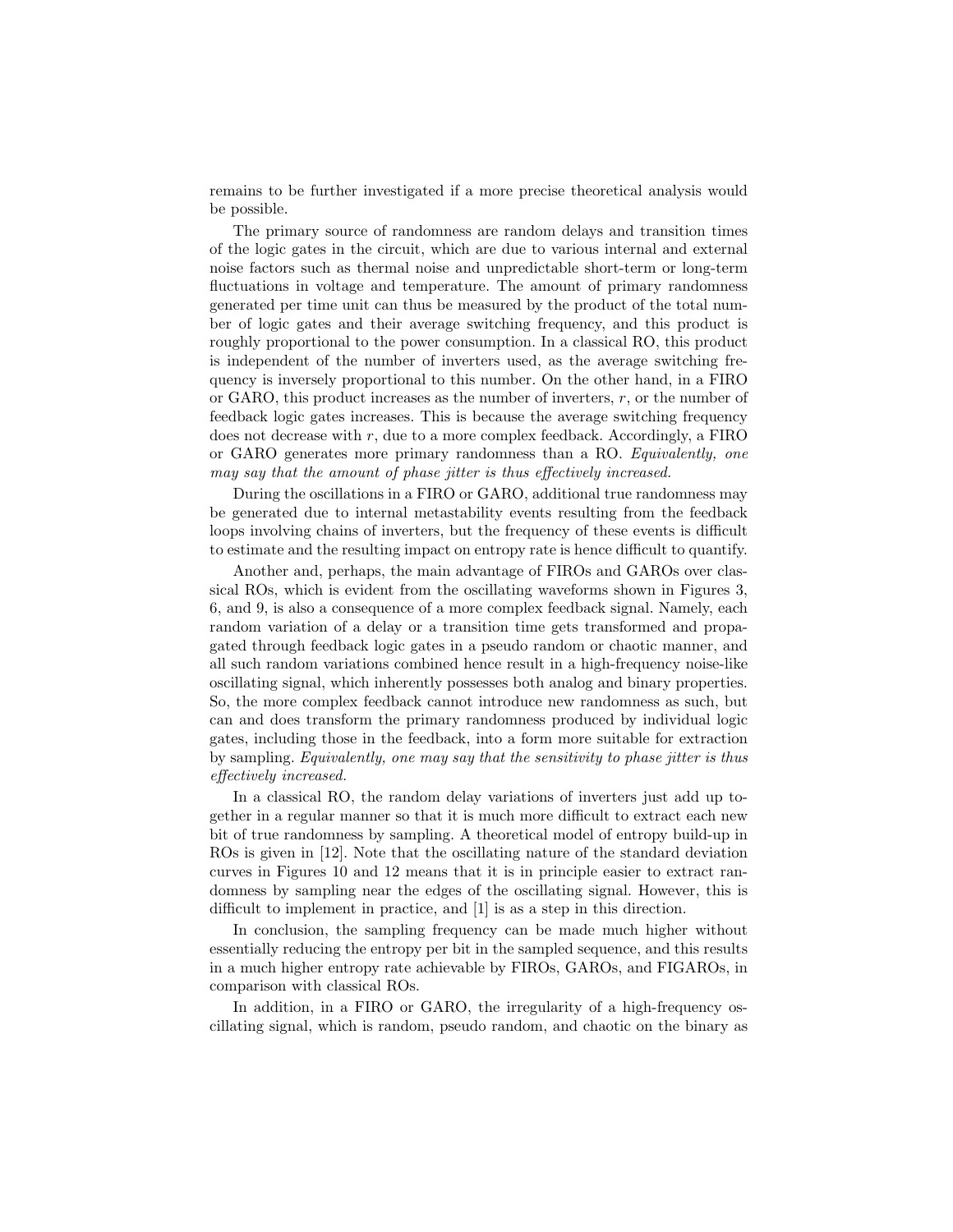remains to be further investigated if a more precise theoretical analysis would be possible.

The primary source of randomness are random delays and transition times of the logic gates in the circuit, which are due to various internal and external noise factors such as thermal noise and unpredictable short-term or long-term fluctuations in voltage and temperature. The amount of primary randomness generated per time unit can thus be measured by the product of the total number of logic gates and their average switching frequency, and this product is roughly proportional to the power consumption. In a classical RO, this product is independent of the number of inverters used, as the average switching frequency is inversely proportional to this number. On the other hand, in a FIRO or GARO, this product increases as the number of inverters, $r$, or the number of feedback logic gates increases. This is because the average switching frequency does not decrease with $r$, due to a more complex feedback. Accordingly, a FIRO or GARO generates more primary randomness than a RO. *Equivalently, one may say that the amount of phase jitter is thus effectively increased.*

During the oscillations in a FIRO or GARO, additional true randomness may be generated due to internal metastability events resulting from the feedback loops involving chains of inverters, but the frequency of these events is difficult to estimate and the resulting impact on entropy rate is hence difficult to quantify.

Another and, perhaps, the main advantage of FIROs and GAROs over classical ROs, which is evident from the oscillating waveforms shown in Figures 3, 6, and 9, is also a consequence of a more complex feedback signal. Namely, each random variation of a delay or a transition time gets transformed and propagated through feedback logic gates in a pseudo random or chaotic manner, and all such random variations combined hence result in a high-frequency noise-like oscillating signal, which inherently possesses both analog and binary properties. So, the more complex feedback cannot introduce new randomness as such, but can and does transform the primary randomness produced by individual logic gates, including those in the feedback, into a form more suitable for extraction by sampling. *Equivalently, one may say that the sensitivity to phase jitter is thus effectively increased.*

In a classical RO, the random delay variations of inverters just add up together in a regular manner so that it is much more difficult to extract each new bit of true randomness by sampling. A theoretical model of entropy build-up in ROs is given in [12]. Note that the oscillating nature of the standard deviation curves in Figures 10 and 12 means that it is in principle easier to extract randomness by sampling near the edges of the oscillating signal. However, this is difficult to implement in practice, and [1] is as a step in this direction.

In conclusion, the sampling frequency can be made much higher without essentially reducing the entropy per bit in the sampled sequence, and this results in a much higher entropy rate achievable by FIROs, GAROs, and FIGAROs, in comparison with classical ROs.

In addition, in a FIRO or GARO, the irregularity of a high-frequency oscillating signal, which is random, pseudo random, and chaotic on the binary as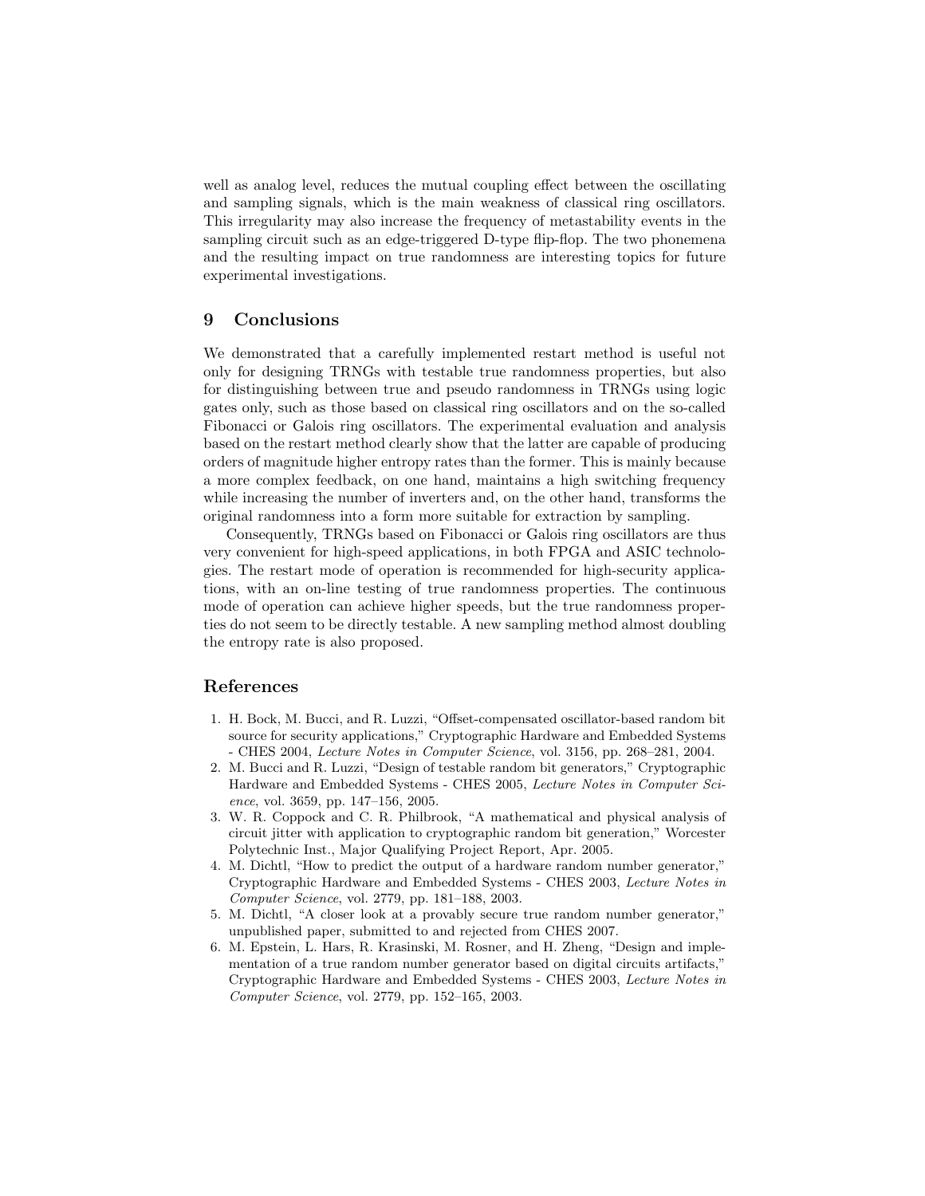well as analog level, reduces the mutual coupling effect between the oscillating and sampling signals, which is the main weakness of classical ring oscillators. This irregularity may also increase the frequency of metastability events in the sampling circuit such as an edge-triggered D-type flip-flop. The two phonemena and the resulting impact on true randomness are interesting topics for future experimental investigations.

## 9 Conclusions

We demonstrated that a carefully implemented restart method is useful not only for designing TRNGs with testable true randomness properties, but also for distinguishing between true and pseudo randomness in TRNGs using logic gates only, such as those based on classical ring oscillators and on the so-called Fibonacci or Galois ring oscillators. The experimental evaluation and analysis based on the restart method clearly show that the latter are capable of producing orders of magnitude higher entropy rates than the former. This is mainly because a more complex feedback, on one hand, maintains a high switching frequency while increasing the number of inverters and, on the other hand, transforms the original randomness into a form more suitable for extraction by sampling.

Consequently, TRNGs based on Fibonacci or Galois ring oscillators are thus very convenient for high-speed applications, in both FPGA and ASIC technologies. The restart mode of operation is recommended for high-security applications, with an on-line testing of true randomness properties. The continuous mode of operation can achieve higher speeds, but the true randomness properties do not seem to be directly testable. A new sampling method almost doubling the entropy rate is also proposed.

## References

1. H. Bock, M. Bucci, and R. Luzzi, "Offset-compensated oscillator-based random bit source for security applications," Cryptographic Hardware and Embedded Systems - CHES 2004, *Lecture Notes in Computer Science*, vol. 3156, pp. 268–281, 2004.
2. M. Bucci and R. Luzzi, "Design of testable random bit generators," Cryptographic Hardware and Embedded Systems - CHES 2005, *Lecture Notes in Computer Science*, vol. 3659, pp. 147–156, 2005.
3. W. R. Coppock and C. R. Philbrook, "A mathematical and physical analysis of circuit jitter with application to cryptographic random bit generation," Worcester Polytechnic Inst., Major Qualifying Project Report, Apr. 2005.
4. M. Dichtl, "How to predict the output of a hardware random number generator," Cryptographic Hardware and Embedded Systems - CHES 2003, *Lecture Notes in Computer Science*, vol. 2779, pp. 181–188, 2003.
5. M. Dichtl, "A closer look at a provably secure true random number generator," unpublished paper, submitted to and rejected from CHES 2007.
6. M. Epstein, L. Hars, R. Krasinski, M. Rosner, and H. Zheng, "Design and implementation of a true random number generator based on digital circuits artifacts," Cryptographic Hardware and Embedded Systems - CHES 2003, *Lecture Notes in Computer Science*, vol. 2779, pp. 152–165, 2003.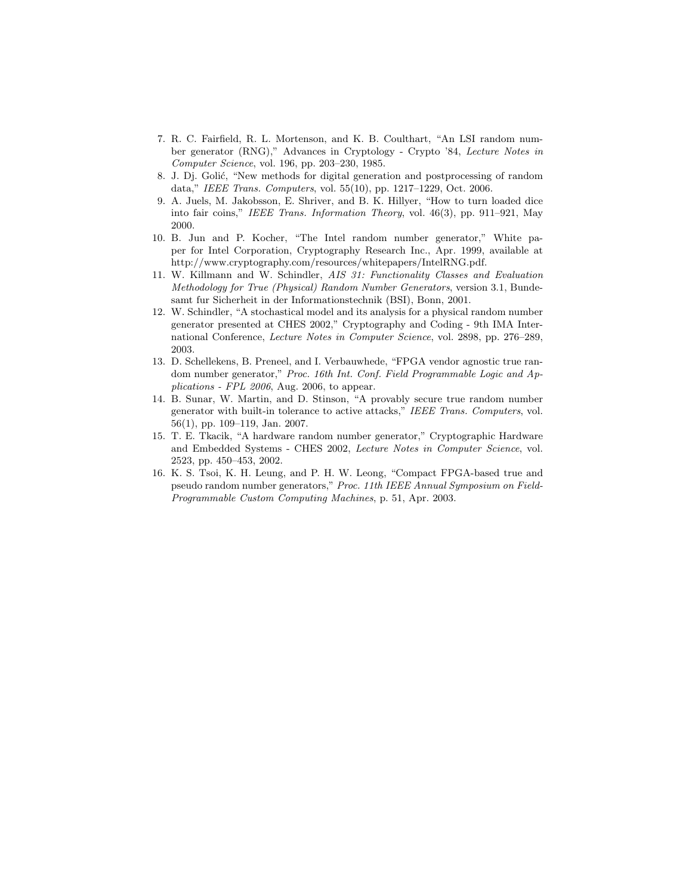7. R. C. Fairfield, R. L. Mortenson, and K. B. Coulthart, "An LSI random number generator (RNG)," Advances in Cryptology - Crypto '84, *Lecture Notes in Computer Science*, vol. 196, pp. 203–230, 1985.
8. J. Dj. Golić, "New methods for digital generation and postprocessing of random data," *IEEE Trans. Computers*, vol. 55(10), pp. 1217–1229, Oct. 2006.
9. A. Juels, M. Jakobsson, E. Shriver, and B. K. Hillyer, "How to turn loaded dice into fair coins," *IEEE Trans. Information Theory*, vol. 46(3), pp. 911–921, May 2000.
10. B. Jun and P. Kocher, "The Intel random number generator," White paper for Intel Corporation, Cryptography Research Inc., Apr. 1999, available at http://www.cryptography.com/resources/whitepapers/IntelRNG.pdf.
11. W. Killmann and W. Schindler, *AIS 31: Functionality Classes and Evaluation Methodology for True (Physical) Random Number Generators*, version 3.1, Bundesamt fur Sicherheit in der Informationstechnik (BSI), Bonn, 2001.
12. W. Schindler, "A stochastical model and its analysis for a physical random number generator presented at CHES 2002," Cryptography and Coding - 9th IMA International Conference, *Lecture Notes in Computer Science*, vol. 2898, pp. 276–289, 2003.
13. D. Schellekens, B. Preneel, and I. Verbauwhede, "FPGA vendor agnostic true random number generator," *Proc. 16th Int. Conf. Field Programmable Logic and Applications - FPL 2006*, Aug. 2006, to appear.
14. B. Sunar, W. Martin, and D. Stinson, "A provably secure true random number generator with built-in tolerance to active attacks," *IEEE Trans. Computers*, vol. 56(1), pp. 109–119, Jan. 2007.
15. T. E. Tkacik, "A hardware random number generator," Cryptographic Hardware and Embedded Systems - CHES 2002, *Lecture Notes in Computer Science*, vol. 2523, pp. 450–453, 2002.
16. K. S. Tsoi, K. H. Leung, and P. H. W. Leong, "Compact FPGA-based true and pseudo random number generators," *Proc. 11th IEEE Annual Symposium on Field-Programmable Custom Computing Machines*, p. 51, Apr. 2003.